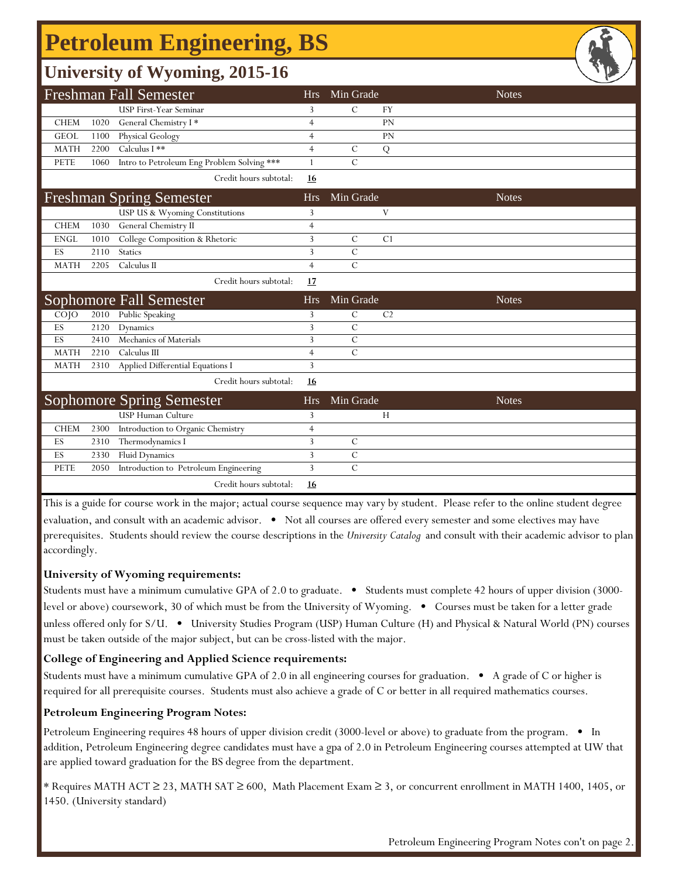# Petroleum Engineering, BS

## University of Wyoming, 2015-16

| Freshman Fall Semester | | | Hrs | Min Grade | Notes |
|---|---|---|---|---|---|
| | | USP First-Year Seminar | 3 | C | FY |
| CHEM | 1020 | General Chemistry I * | 4 | | PN |
| GEOL | 1100 | Physical Geology | 4 | | PN |
| MATH | 2200 | Calculus I ** | 4 | C | Q |
| PETE | 1060 | Intro to Petroleum Eng Problem Solving *** | 1 | C | |
| | | Credit hours subtotal: | **16** | | |

| Freshman Spring Semester | | | Hrs | Min Grade | Notes |
|---|---|---|---|---|---|
| | | USP US & Wyoming Constitutions | 3 | | V |
| CHEM | 1030 | General Chemistry II | 4 | | |
| ENGL | 1010 | College Composition & Rhetoric | 3 | C | C1 |
| ES | 2110 | Statics | 3 | C | |
| MATH | 2205 | Calculus II | 4 | C | |
| | | Credit hours subtotal: | **17** | | |

| Sophomore Fall Semester | | | Hrs | Min Grade | Notes |
|---|---|---|---|---|---|
| COJO | 2010 | Public Speaking | 3 | C | C2 |
| ES | 2120 | Dynamics | 3 | C | |
| ES | 2410 | Mechanics of Materials | 3 | C | |
| MATH | 2210 | Calculus III | 4 | C | |
| MATH | 2310 | Applied Differential Equations I | 3 | | |
| | | Credit hours subtotal: | **16** | | |

| Sophomore Spring Semester | | | Hrs | Min Grade | Notes |
|---|---|---|---|---|---|
| | | USP Human Culture | 3 | | H |
| CHEM | 2300 | Introduction to Organic Chemistry | 4 | | |
| ES | 2310 | Thermodynamics I | 3 | C | |
| ES | 2330 | Fluid Dynamics | 3 | C | |
| PETE | 2050 | Introduction to Petroleum Engineering | 3 | C | |
| | | Credit hours subtotal: | **16** | | |

This is a guide for course work in the major; actual course sequence may vary by student. Please refer to the online student degree evaluation, and consult with an academic advisor. • Not all courses are offered every semester and some electives may have prerequisites. Students should review the course descriptions in the *University Catalog* and consult with their academic advisor to plan accordingly.

**University of Wyoming requirements:**

Students must have a minimum cumulative GPA of 2.0 to graduate. • Students must complete 42 hours of upper division (3000-level or above) coursework, 30 of which must be from the University of Wyoming. • Courses must be taken for a letter grade unless offered only for S/U. • University Studies Program (USP) Human Culture (H) and Physical & Natural World (PN) courses must be taken outside of the major subject, but can be cross-listed with the major.

**College of Engineering and Applied Science requirements:**

Students must have a minimum cumulative GPA of 2.0 in all engineering courses for graduation. • A grade of C or higher is required for all prerequisite courses. Students must also achieve a grade of C or better in all required mathematics courses.

**Petroleum Engineering Program Notes:**

Petroleum Engineering requires 48 hours of upper division credit (3000-level or above) to graduate from the program. • In addition, Petroleum Engineering degree candidates must have a gpa of 2.0 in Petroleum Engineering courses attempted at UW that are applied toward graduation for the BS degree from the department.

* Requires MATH ACT ≥ 23, MATH SAT ≥ 600, Math Placement Exam ≥ 3, or concurrent enrollment in MATH 1400, 1405, or 1450. (University standard)

Petroleum Engineering Program Notes con't on page 2.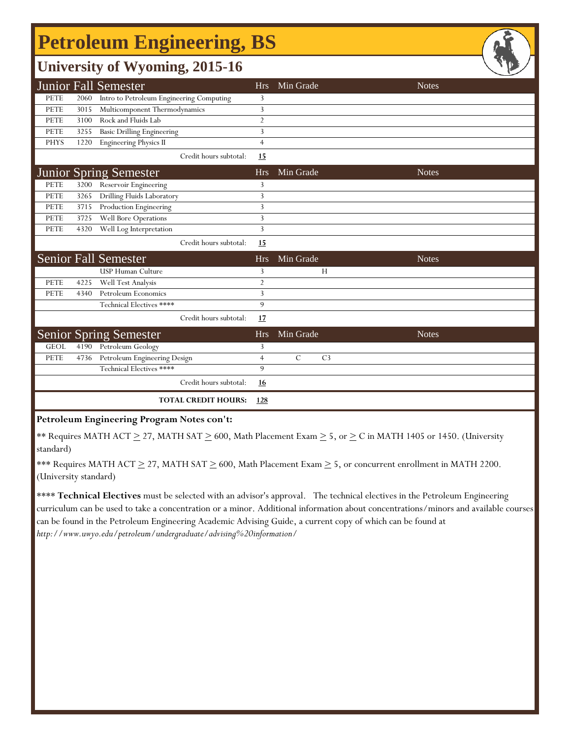# Petroleum Engineering, BS

## University of Wyoming, 2015-16

### Junior Fall Semester

| | | | Hrs | Min Grade | | Notes |
|---|---|---|---|---|---|---|
| PETE | 2060 | Intro to Petroleum Engineering Computing | 3 | | | |
| PETE | 3015 | Multicomponent Thermodynamics | 3 | | | |
| PETE | 3100 | Rock and Fluids Lab | 2 | | | |
| PETE | 3255 | Basic Drilling Engineering | 3 | | | |
| PHYS | 1220 | Engineering Physics II | 4 | | | |
| | | Credit hours subtotal: | **15** | | | |

### Junior Spring Semester

| | | | Hrs | Min Grade | | Notes |
|---|---|---|---|---|---|---|
| PETE | 3200 | Reservoir Engineering | 3 | | | |
| PETE | 3265 | Drilling Fluids Laboratory | 3 | | | |
| PETE | 3715 | Production Engineering | 3 | | | |
| PETE | 3725 | Well Bore Operations | 3 | | | |
| PETE | 4320 | Well Log Interpretation | 3 | | | |
| | | Credit hours subtotal: | **15** | | | |

### Senior Fall Semester

| | | | Hrs | Min Grade | | Notes |
|---|---|---|---|---|---|---|
| | | USP Human Culture | 3 | | H | |
| PETE | 4225 | Well Test Analysis | 2 | | | |
| PETE | 4340 | Petroleum Economics | 3 | | | |
| | | Technical Electives **** | 9 | | | |
| | | Credit hours subtotal: | **17** | | | |

### Senior Spring Semester

| | | | Hrs | Min Grade | | Notes |
|---|---|---|---|---|---|---|
| GEOL | 4190 | Petroleum Geology | 3 | | | |
| PETE | 4736 | Petroleum Engineering Design | 4 | C | C3 | |
| | | Technical Electives **** | 9 | | | |
| | | Credit hours subtotal: | **16** | | | |
| | | **TOTAL CREDIT HOURS:** | **128** | | | |

**Petroleum Engineering Program Notes con't:**

** Requires MATH ACT ≥ 27, MATH SAT ≥ 600, Math Placement Exam ≥ 5, or ≥ C in MATH 1405 or 1450. (University standard)

*** Requires MATH ACT ≥ 27, MATH SAT ≥ 600, Math Placement Exam ≥ 5, or concurrent enrollment in MATH 2200. (University standard)

**** **Technical Electives** must be selected with an advisor's approval. The technical electives in the Petroleum Engineering curriculum can be used to take a concentration or a minor. Additional information about concentrations/minors and available courses can be found in the Petroleum Engineering Academic Advising Guide, a current copy of which can be found at *http://www.uwyo.edu/petroleum/undergraduate/advising%20information/*